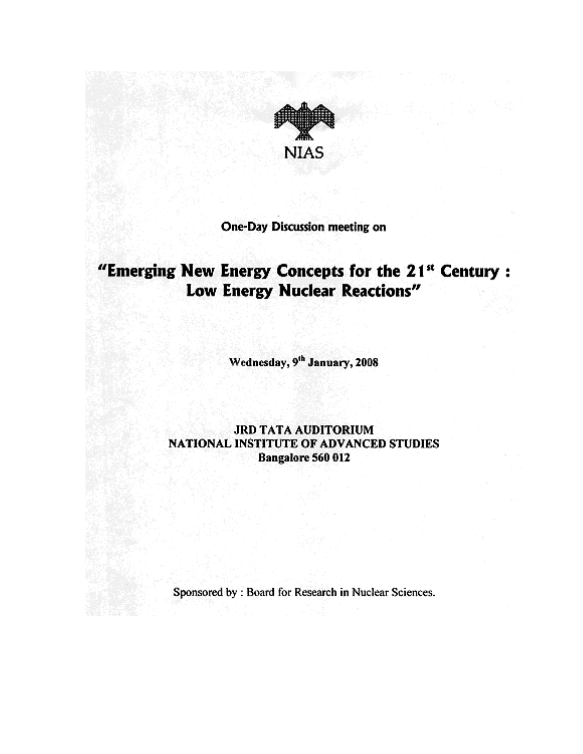NIAS

One-Day Discussion meeting on

# "Emerging New Energy Concepts for the 21st Century : Low Energy Nuclear Reactions"

**Wednesday, 9th January, 2008**

**JRD TATA AUDITORIUM**
**NATIONAL INSTITUTE OF ADVANCED STUDIES**
**Bangalore 560 012**

Sponsored by : Board for Research in Nuclear Sciences.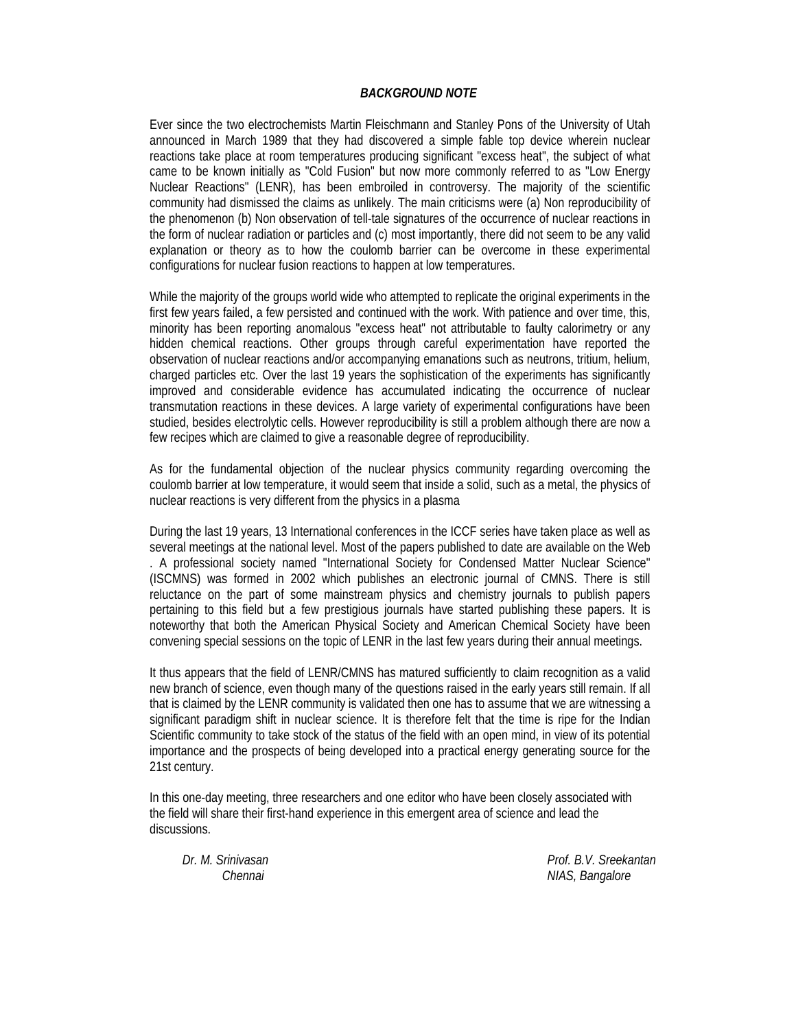***BACKGROUND NOTE***

Ever since the two electrochemists Martin Fleischmann and Stanley Pons of the University of Utah announced in March 1989 that they had discovered a simple fable top device wherein nuclear reactions take place at room temperatures producing significant "excess heat", the subject of what came to be known initially as "Cold Fusion" but now more commonly referred to as "Low Energy Nuclear Reactions" (LENR), has been embroiled in controversy. The majority of the scientific community had dismissed the claims as unlikely. The main criticisms were (a) Non reproducibility of the phenomenon (b) Non observation of tell-tale signatures of the occurrence of nuclear reactions in the form of nuclear radiation or particles and (c) most importantly, there did not seem to be any valid explanation or theory as to how the coulomb barrier can be overcome in these experimental configurations for nuclear fusion reactions to happen at low temperatures.

While the majority of the groups world wide who attempted to replicate the original experiments in the first few years failed, a few persisted and continued with the work. With patience and over time, this, minority has been reporting anomalous "excess heat" not attributable to faulty calorimetry or any hidden chemical reactions. Other groups through careful experimentation have reported the observation of nuclear reactions and/or accompanying emanations such as neutrons, tritium, helium, charged particles etc. Over the last 19 years the sophistication of the experiments has significantly improved and considerable evidence has accumulated indicating the occurrence of nuclear transmutation reactions in these devices. A large variety of experimental configurations have been studied, besides electrolytic cells. However reproducibility is still a problem although there are now a few recipes which are claimed to give a reasonable degree of reproducibility.

As for the fundamental objection of the nuclear physics community regarding overcoming the coulomb barrier at low temperature, it would seem that inside a solid, such as a metal, the physics of nuclear reactions is very different from the physics in a plasma

During the last 19 years, 13 International conferences in the ICCF series have taken place as well as several meetings at the national level. Most of the papers published to date are available on the Web . A professional society named "International Society for Condensed Matter Nuclear Science" (ISCMNS) was formed in 2002 which publishes an electronic journal of CMNS. There is still reluctance on the part of some mainstream physics and chemistry journals to publish papers pertaining to this field but a few prestigious journals have started publishing these papers. It is noteworthy that both the American Physical Society and American Chemical Society have been convening special sessions on the topic of LENR in the last few years during their annual meetings.

It thus appears that the field of LENR/CMNS has matured sufficiently to claim recognition as a valid new branch of science, even though many of the questions raised in the early years still remain. If all that is claimed by the LENR community is validated then one has to assume that we are witnessing a significant paradigm shift in nuclear science. It is therefore felt that the time is ripe for the Indian Scientific community to take stock of the status of the field with an open mind, in view of its potential importance and the prospects of being developed into a practical energy generating source for the 21st century.

In this one-day meeting, three researchers and one editor who have been closely associated with the field will share their first-hand experience in this emergent area of science and lead the discussions.

*Dr. M. Srinivasan*
*Chennai*

*Prof. B.V. Sreekantan*
*NIAS, Bangalore*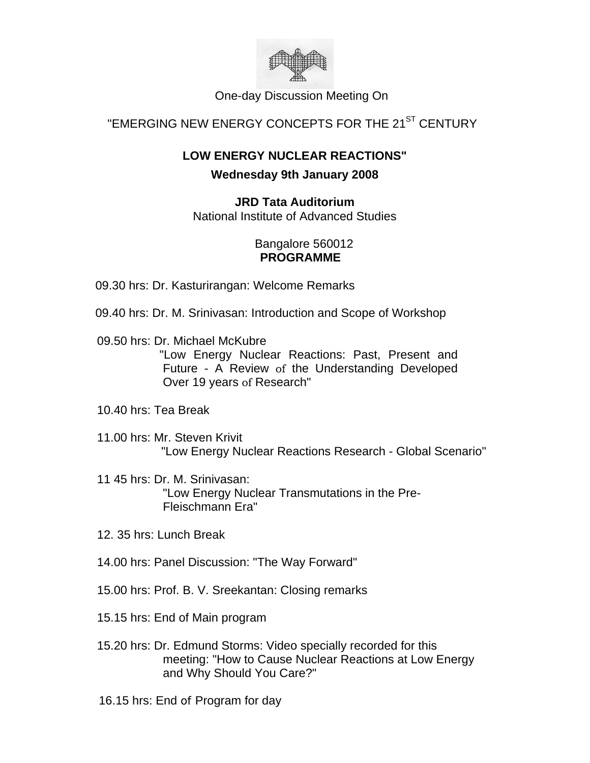One-day Discussion Meeting On

"EMERGING NEW ENERGY CONCEPTS FOR THE 21$^{ST}$ CENTURY

**LOW ENERGY NUCLEAR REACTIONS"**

**Wednesday 9th January 2008**

**JRD Tata Auditorium**

National Institute of Advanced Studies

Bangalore 560012

**PROGRAMME**

09.30 hrs: Dr. Kasturirangan: Welcome Remarks

09.40 hrs: Dr. M. Srinivasan: Introduction and Scope of Workshop

09.50 hrs: Dr. Michael McKubre
"Low Energy Nuclear Reactions: Past, Present and Future - A Review of the Understanding Developed Over 19 years of Research"

10.40 hrs: Tea Break

11.00 hrs: Mr. Steven Krivit
"Low Energy Nuclear Reactions Research - Global Scenario"

11 45 hrs: Dr. M. Srinivasan:
"Low Energy Nuclear Transmutations in the Pre-Fleischmann Era"

12. 35 hrs: Lunch Break

14.00 hrs: Panel Discussion: "The Way Forward"

15.00 hrs: Prof. B. V. Sreekantan: Closing remarks

15.15 hrs: End of Main program

15.20 hrs: Dr. Edmund Storms: Video specially recorded for this meeting: "How to Cause Nuclear Reactions at Low Energy and Why Should You Care?"

16.15 hrs: End of Program for day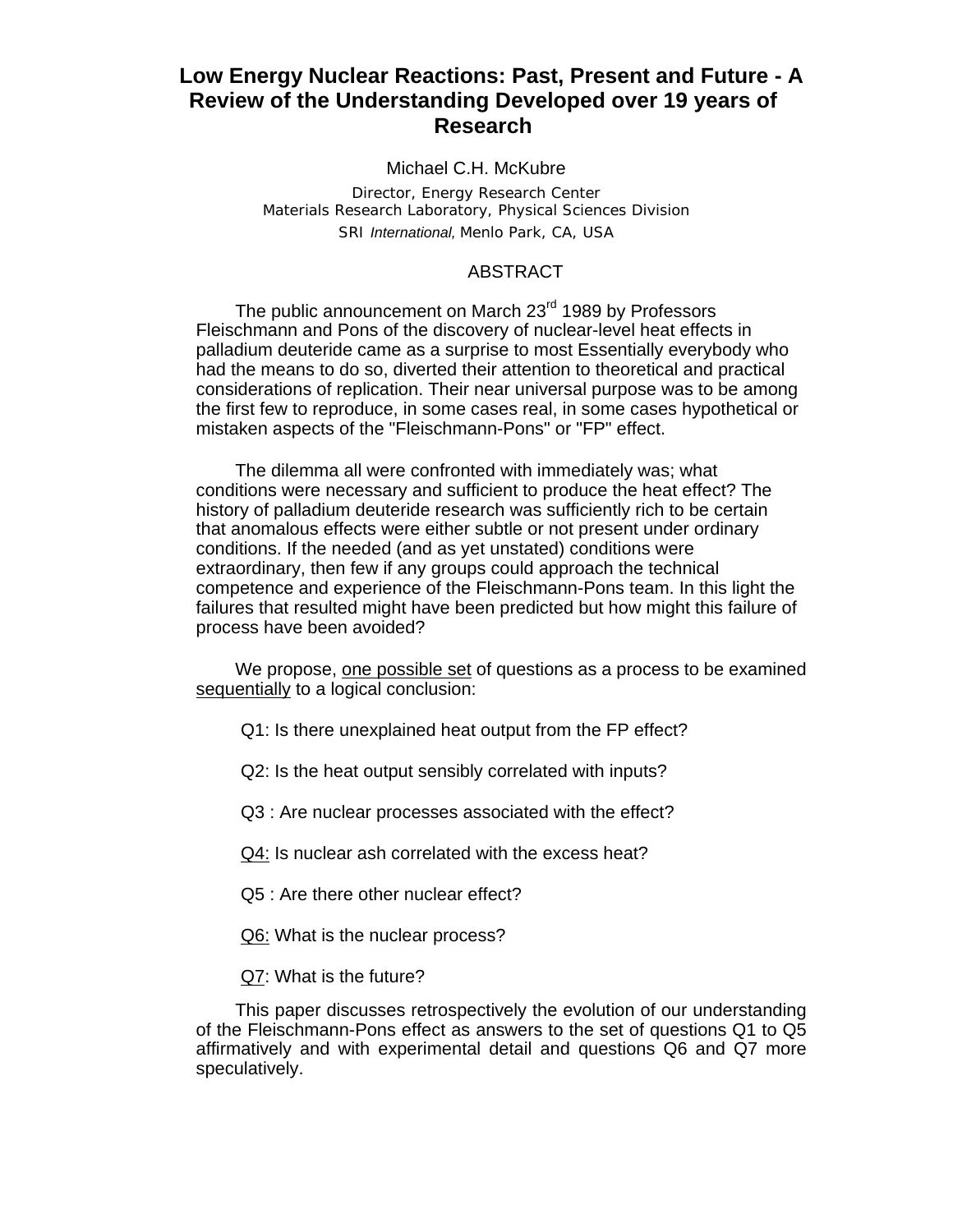# Low Energy Nuclear Reactions: Past, Present and Future - A Review of the Understanding Developed over 19 years of Research

Michael C.H. McKubre

Director, Energy Research Center
Materials Research Laboratory, Physical Sciences Division
SRI *International*, Menlo Park, CA, USA

## ABSTRACT

The public announcement on March 23[rd] 1989 by Professors Fleischmann and Pons of the discovery of nuclear-level heat effects in palladium deuteride came as a surprise to most Essentially everybody who had the means to do so, diverted their attention to theoretical and practical considerations of replication. Their near universal purpose was to be among the first few to reproduce, in some cases real, in some cases hypothetical or mistaken aspects of the "Fleischmann-Pons" or "FP" effect.

The dilemma all were confronted with immediately was; what conditions were necessary and sufficient to produce the heat effect? The history of palladium deuteride research was sufficiently rich to be certain that anomalous effects were either subtle or not present under ordinary conditions. If the needed (and as yet unstated) conditions were extraordinary, then few if any groups could approach the technical competence and experience of the Fleischmann-Pons team. In this light the failures that resulted might have been predicted but how might this failure of process have been avoided?

We propose, <u>one possible set</u> of questions as a process to be examined <u>sequentially</u> to a logical conclusion:

Q1: Is there unexplained heat output from the FP effect?

Q2: Is the heat output sensibly correlated with inputs?

Q3 : Are nuclear processes associated with the effect?

<u>Q4:</u> Is nuclear ash correlated with the excess heat?

Q5 : Are there other nuclear effect?

<u>Q6:</u> What is the nuclear process?

<u>Q7</u>: What is the future?

This paper discusses retrospectively the evolution of our understanding of the Fleischmann-Pons effect as answers to the set of questions Q1 to Q5 affirmatively and with experimental detail and questions Q6 and Q7 more speculatively.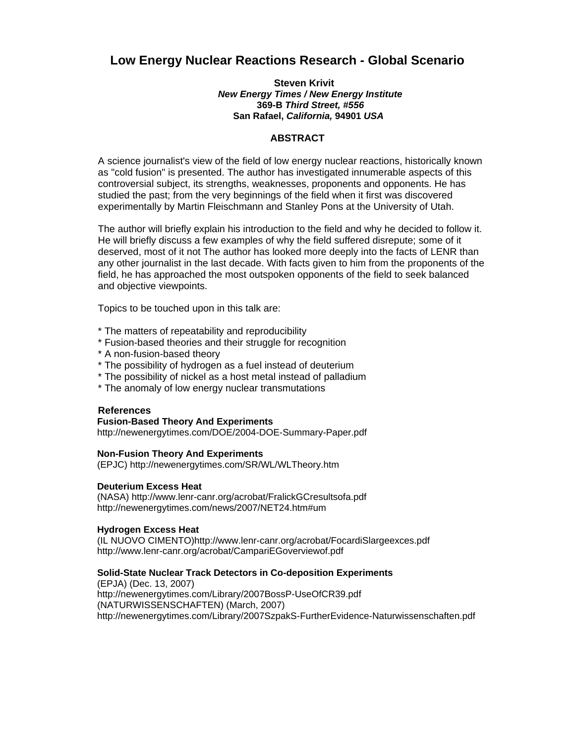# Low Energy Nuclear Reactions Research - Global Scenario

**Steven Krivit**
***New Energy Times / New Energy Institute***
**369-B *Third Street, #556***
**San Rafael, *California,* 94901 *USA***

## ABSTRACT

A science journalist's view of the field of low energy nuclear reactions, historically known as "cold fusion" is presented. The author has investigated innumerable aspects of this controversial subject, its strengths, weaknesses, proponents and opponents. He has studied the past; from the very beginnings of the field when it first was discovered experimentally by Martin Fleischmann and Stanley Pons at the University of Utah.

The author will briefly explain his introduction to the field and why he decided to follow it. He will briefly discuss a few examples of why the field suffered disrepute; some of it deserved, most of it not The author has looked more deeply into the facts of LENR than any other journalist in the last decade. With facts given to him from the proponents of the field, he has approached the most outspoken opponents of the field to seek balanced and objective viewpoints.

Topics to be touched upon in this talk are:

* The matters of repeatability and reproducibility
* Fusion-based theories and their struggle for recognition
* A non-fusion-based theory
* The possibility of hydrogen as a fuel instead of deuterium
* The possibility of nickel as a host metal instead of palladium
* The anomaly of low energy nuclear transmutations

**References**

**Fusion-Based Theory And Experiments**
http://newenergytimes.com/DOE/2004-DOE-Summary-Paper.pdf

**Non-Fusion Theory And Experiments**
(EPJC) http://newenergytimes.com/SR/WL/WLTheory.htm

**Deuterium Excess Heat**
(NASA) http://www.lenr-canr.org/acrobat/FralickGCresultsofa.pdf
http://newenergytimes.com/news/2007/NET24.htm#um

**Hydrogen Excess Heat**
(IL NUOVO CIMENTO)http://www.lenr-canr.org/acrobat/FocardiSlargeexces.pdf
http://www.lenr-canr.org/acrobat/CampariEGoverviewof.pdf

**Solid-State Nuclear Track Detectors in Co-deposition Experiments**
(EPJA) (Dec. 13, 2007)
http://newenergytimes.com/Library/2007BossP-UseOfCR39.pdf
(NATURWISSENSCHAFTEN) (March, 2007)
http://newenergytimes.com/Library/2007SzpakS-FurtherEvidence-Naturwissenschaften.pdf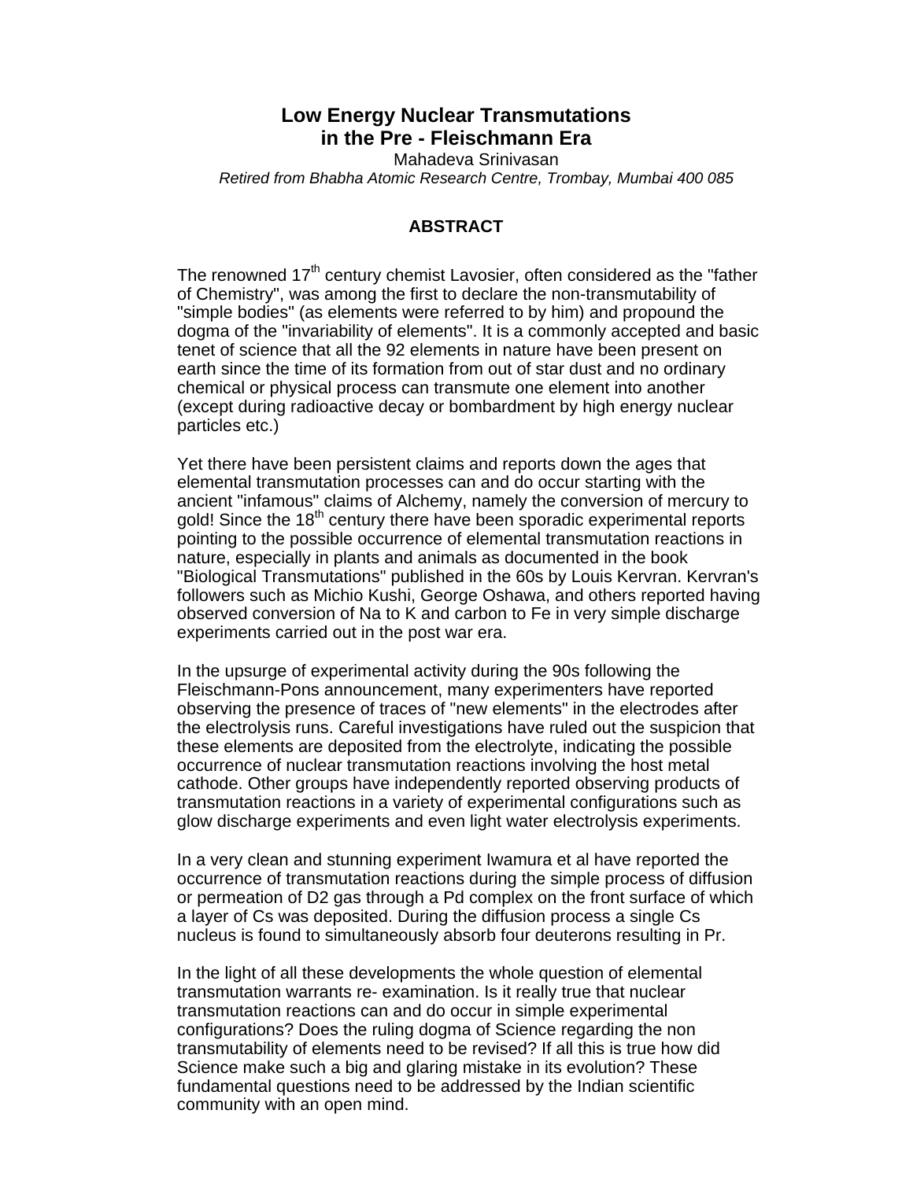# Low Energy Nuclear Transmutations in the Pre - Fleischmann Era

Mahadeva Srinivasan

*Retired from Bhabha Atomic Research Centre, Trombay, Mumbai 400 085*

## ABSTRACT

The renowned 17th century chemist Lavosier, often considered as the "father of Chemistry", was among the first to declare the non-transmutability of "simple bodies" (as elements were referred to by him) and propound the dogma of the "invariability of elements". It is a commonly accepted and basic tenet of science that all the 92 elements in nature have been present on earth since the time of its formation from out of star dust and no ordinary chemical or physical process can transmute one element into another (except during radioactive decay or bombardment by high energy nuclear particles etc.)

Yet there have been persistent claims and reports down the ages that elemental transmutation processes can and do occur starting with the ancient "infamous" claims of Alchemy, namely the conversion of mercury to gold! Since the 18th century there have been sporadic experimental reports pointing to the possible occurrence of elemental transmutation reactions in nature, especially in plants and animals as documented in the book "Biological Transmutations" published in the 60s by Louis Kervran. Kervran's followers such as Michio Kushi, George Oshawa, and others reported having observed conversion of Na to K and carbon to Fe in very simple discharge experiments carried out in the post war era.

In the upsurge of experimental activity during the 90s following the Fleischmann-Pons announcement, many experimenters have reported observing the presence of traces of "new elements" in the electrodes after the electrolysis runs. Careful investigations have ruled out the suspicion that these elements are deposited from the electrolyte, indicating the possible occurrence of nuclear transmutation reactions involving the host metal cathode. Other groups have independently reported observing products of transmutation reactions in a variety of experimental configurations such as glow discharge experiments and even light water electrolysis experiments.

In a very clean and stunning experiment Iwamura et al have reported the occurrence of transmutation reactions during the simple process of diffusion or permeation of $D_2$ gas through a Pd complex on the front surface of which a layer of Cs was deposited. During the diffusion process a single Cs nucleus is found to simultaneously absorb four deuterons resulting in Pr.

In the light of all these developments the whole question of elemental transmutation warrants re- examination. Is it really true that nuclear transmutation reactions can and do occur in simple experimental configurations? Does the ruling dogma of Science regarding the non transmutability of elements need to be revised? If all this is true how did Science make such a big and glaring mistake in its evolution? These fundamental questions need to be addressed by the Indian scientific community with an open mind.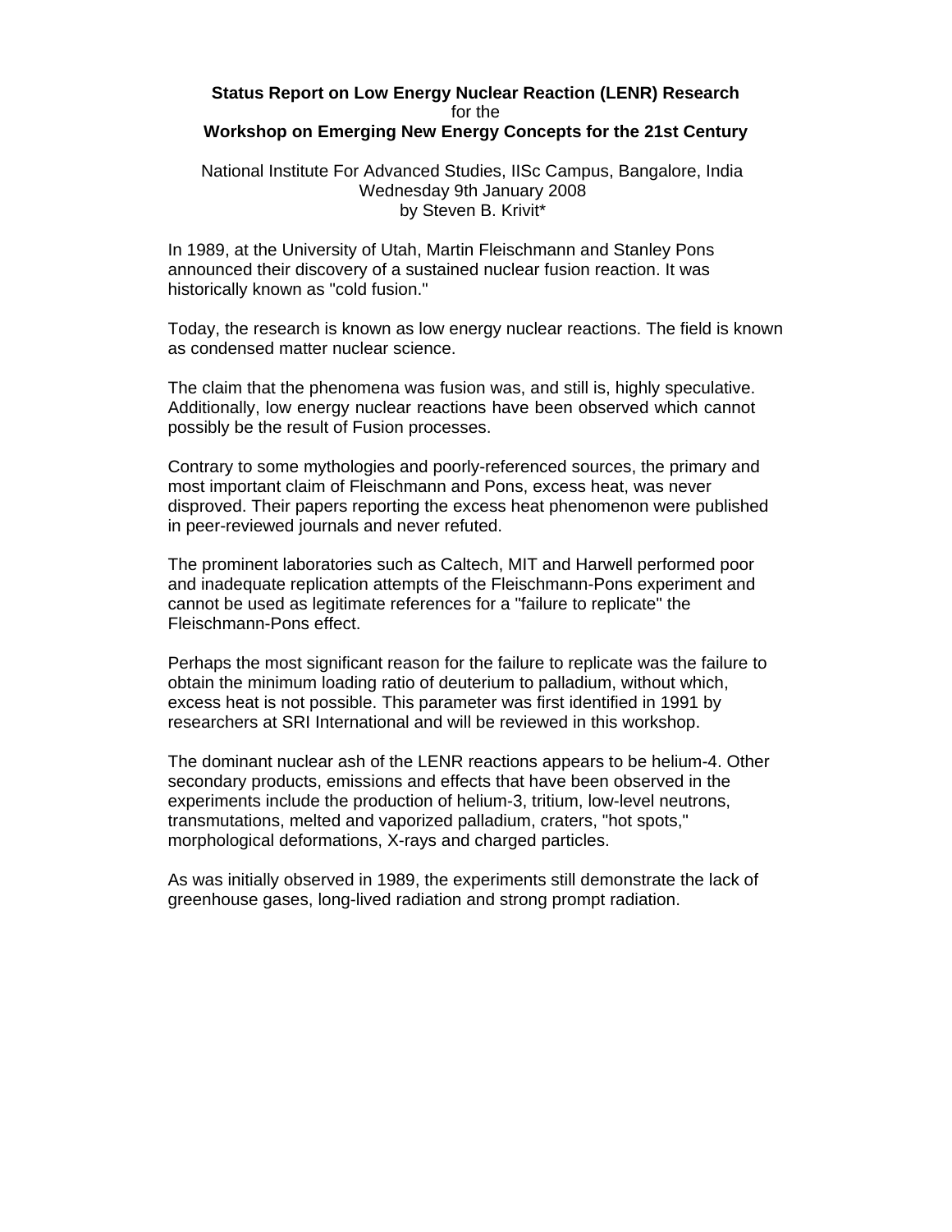# Status Report on Low Energy Nuclear Reaction (LENR) Research
for the
# Workshop on Emerging New Energy Concepts for the 21st Century

National Institute For Advanced Studies, IISc Campus, Bangalore, India
Wednesday 9th January 2008
by Steven B. Krivit*

In 1989, at the University of Utah, Martin Fleischmann and Stanley Pons announced their discovery of a sustained nuclear fusion reaction. It was historically known as "cold fusion."

Today, the research is known as low energy nuclear reactions. The field is known as condensed matter nuclear science.

The claim that the phenomena was fusion was, and still is, highly speculative. Additionally, low energy nuclear reactions have been observed which cannot possibly be the result of Fusion processes.

Contrary to some mythologies and poorly-referenced sources, the primary and most important claim of Fleischmann and Pons, excess heat, was never disproved. Their papers reporting the excess heat phenomenon were published in peer-reviewed journals and never refuted.

The prominent laboratories such as Caltech, MIT and Harwell performed poor and inadequate replication attempts of the Fleischmann-Pons experiment and cannot be used as legitimate references for a "failure to replicate" the Fleischmann-Pons effect.

Perhaps the most significant reason for the failure to replicate was the failure to obtain the minimum loading ratio of deuterium to palladium, without which, excess heat is not possible. This parameter was first identified in 1991 by researchers at SRI International and will be reviewed in this workshop.

The dominant nuclear ash of the LENR reactions appears to be helium-4. Other secondary products, emissions and effects that have been observed in the experiments include the production of helium-3, tritium, low-level neutrons, transmutations, melted and vaporized palladium, craters, "hot spots," morphological deformations, X-rays and charged particles.

As was initially observed in 1989, the experiments still demonstrate the lack of greenhouse gases, long-lived radiation and strong prompt radiation.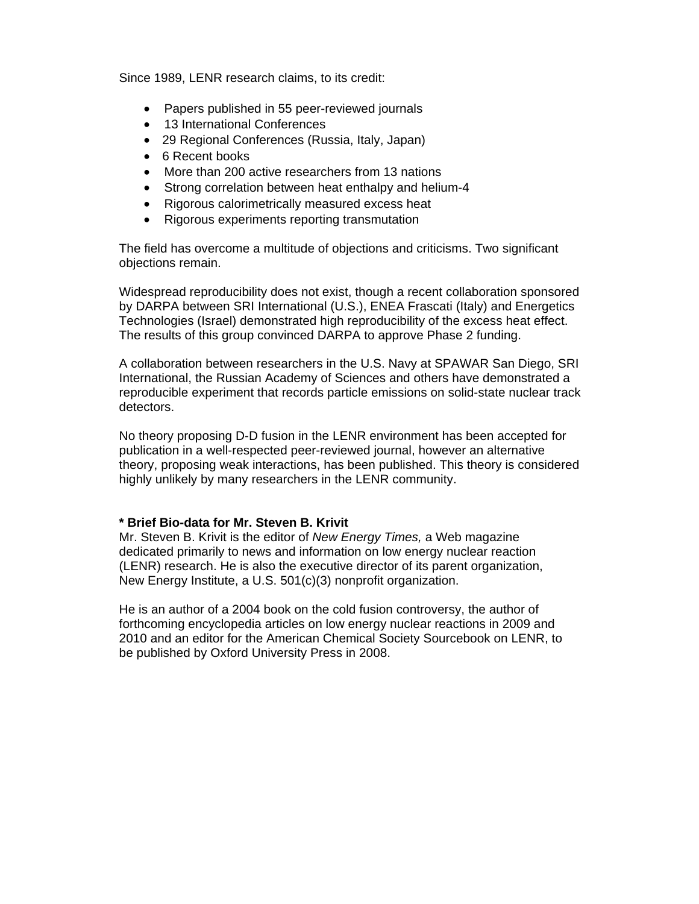Since 1989, LENR research claims, to its credit:

- Papers published in 55 peer-reviewed journals
- 13 International Conferences
- 29 Regional Conferences (Russia, Italy, Japan)
- 6 Recent books
- More than 200 active researchers from 13 nations
- Strong correlation between heat enthalpy and helium-4
- Rigorous calorimetrically measured excess heat
- Rigorous experiments reporting transmutation

The field has overcome a multitude of objections and criticisms. Two significant objections remain.

Widespread reproducibility does not exist, though a recent collaboration sponsored by DARPA between SRI International (U.S.), ENEA Frascati (Italy) and Energetics Technologies (Israel) demonstrated high reproducibility of the excess heat effect. The results of this group convinced DARPA to approve Phase 2 funding.

A collaboration between researchers in the U.S. Navy at SPAWAR San Diego, SRI International, the Russian Academy of Sciences and others have demonstrated a reproducible experiment that records particle emissions on solid-state nuclear track detectors.

No theory proposing D-D fusion in the LENR environment has been accepted for publication in a well-respected peer-reviewed journal, however an alternative theory, proposing weak interactions, has been published. This theory is considered highly unlikely by many researchers in the LENR community.

**\* Brief Bio-data for Mr. Steven B. Krivit**

Mr. Steven B. Krivit is the editor of *New Energy Times,* a Web magazine dedicated primarily to news and information on low energy nuclear reaction (LENR) research. He is also the executive director of its parent organization, New Energy Institute, a U.S. 501(c)(3) nonprofit organization.

He is an author of a 2004 book on the cold fusion controversy, the author of forthcoming encyclopedia articles on low energy nuclear reactions in 2009 and 2010 and an editor for the American Chemical Society Sourcebook on LENR, to be published by Oxford University Press in 2008.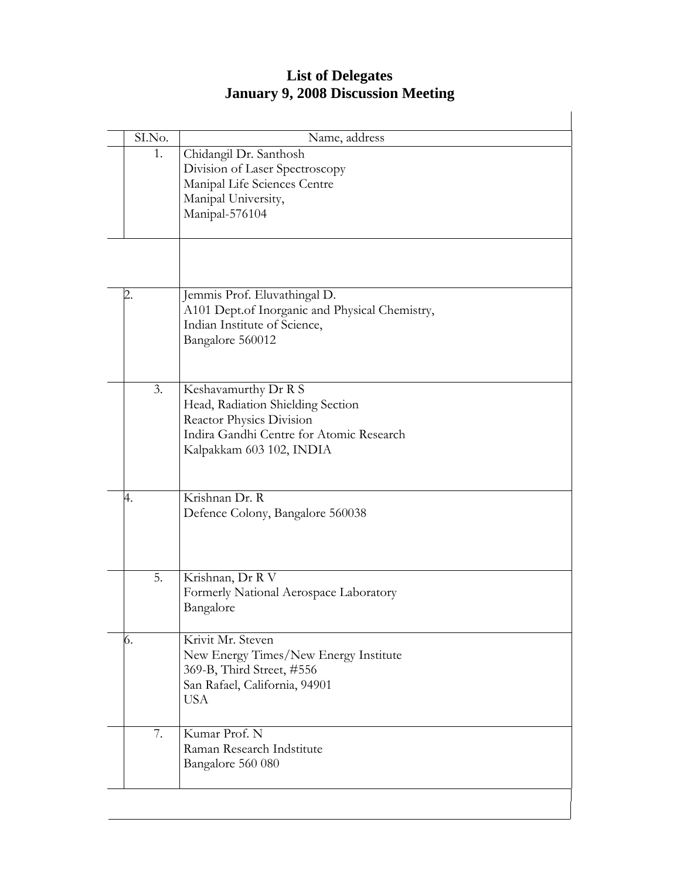## List of Delegates
## January 9, 2008 Discussion Meeting

| SI.No. | Name, address |
|---|---|
| 1. | Chidangil Dr. Santhosh<br>Division of Laser Spectroscopy<br>Manipal Life Sciences Centre<br>Manipal University,<br>Manipal-576104 |
| | |
| 2. | Jemmis Prof. Eluvathingal D.<br>A101 Dept.of Inorganic and Physical Chemistry,<br>Indian Institute of Science,<br>Bangalore 560012 |
| 3. | Keshavamurthy Dr R S<br>Head, Radiation Shielding Section<br>Reactor Physics Division<br>Indira Gandhi Centre for Atomic Research<br>Kalpakkam 603 102, INDIA |
| 4. | Krishnan Dr. R<br>Defence Colony, Bangalore 560038 |
| 5. | Krishnan, Dr R V<br>Formerly National Aerospace Laboratory<br>Bangalore |
| 6. | Krivit Mr. Steven<br>New Energy Times/New Energy Institute<br>369-B, Third Street, #556<br>San Rafael, California, 94901<br>USA |
| 7. | Kumar Prof. N<br>Raman Research Indstitute<br>Bangalore 560 080 |
| | |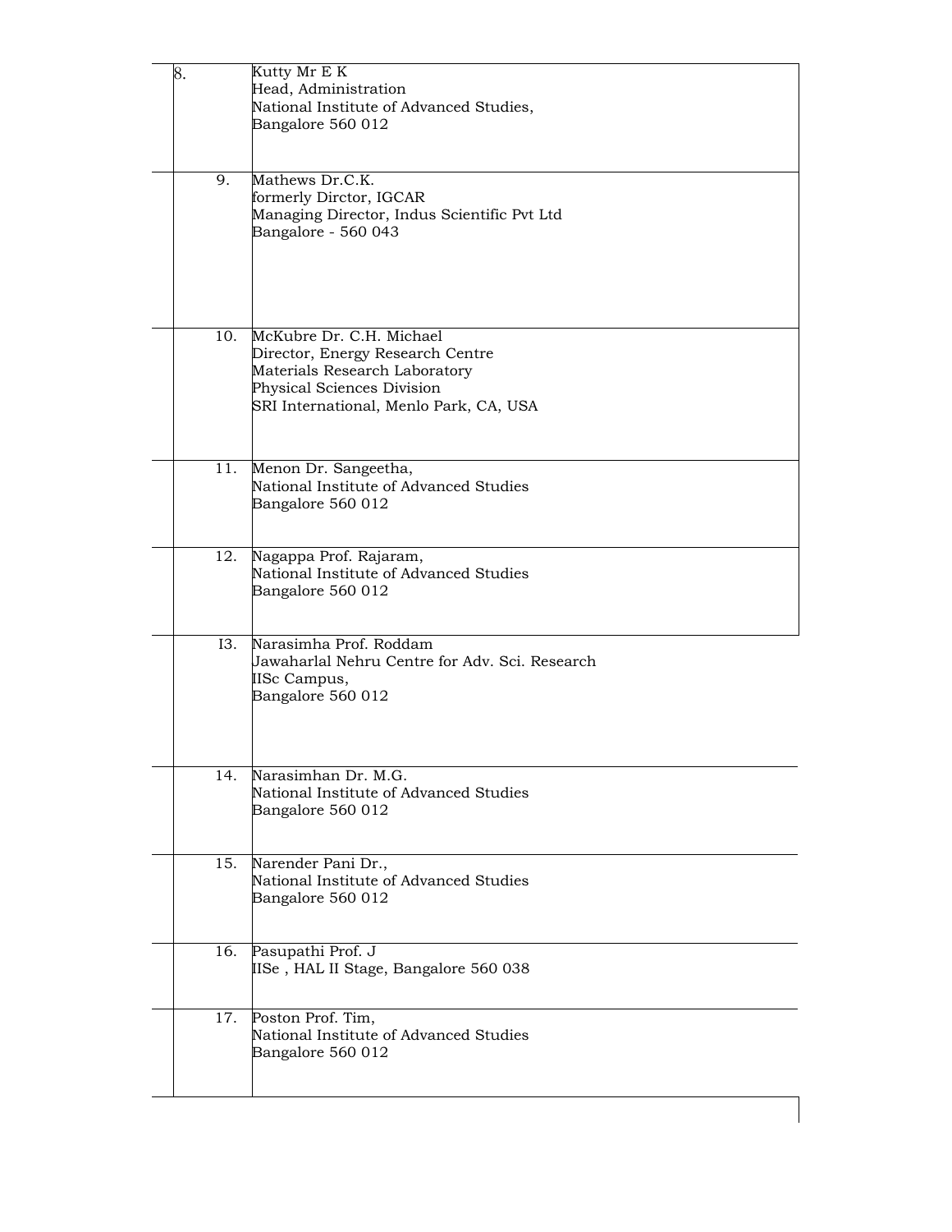| | |
|---|---|
| 8. | Kutty Mr E K<br>Head, Administration<br>National Institute of Advanced Studies,<br>Bangalore 560 012 |
| 9. | Mathews Dr.C.K.<br>formerly Dirctor, IGCAR<br>Managing Director, Indus Scientific Pvt Ltd<br>Bangalore - 560 043 |
| 10. | McKubre Dr. C.H. Michael<br>Director, Energy Research Centre<br>Materials Research Laboratory<br>Physical Sciences Division<br>SRI International, Menlo Park, CA, USA |
| 11. | Menon Dr. Sangeetha,<br>National Institute of Advanced Studies<br>Bangalore 560 012 |
| 12. | Nagappa Prof. Rajaram,<br>National Institute of Advanced Studies<br>Bangalore 560 012 |
| I3. | Narasimha Prof. Roddam<br>Jawaharlal Nehru Centre for Adv. Sci. Research<br>IISc Campus,<br>Bangalore 560 012 |
| 14. | Narasimhan Dr. M.G.<br>National Institute of Advanced Studies<br>Bangalore 560 012 |
| 15. | Narender Pani Dr.,<br>National Institute of Advanced Studies<br>Bangalore 560 012 |
| 16. | Pasupathi Prof. J<br>IISe , HAL II Stage, Bangalore 560 038 |
| 17. | Poston Prof. Tim,<br>National Institute of Advanced Studies<br>Bangalore 560 012 |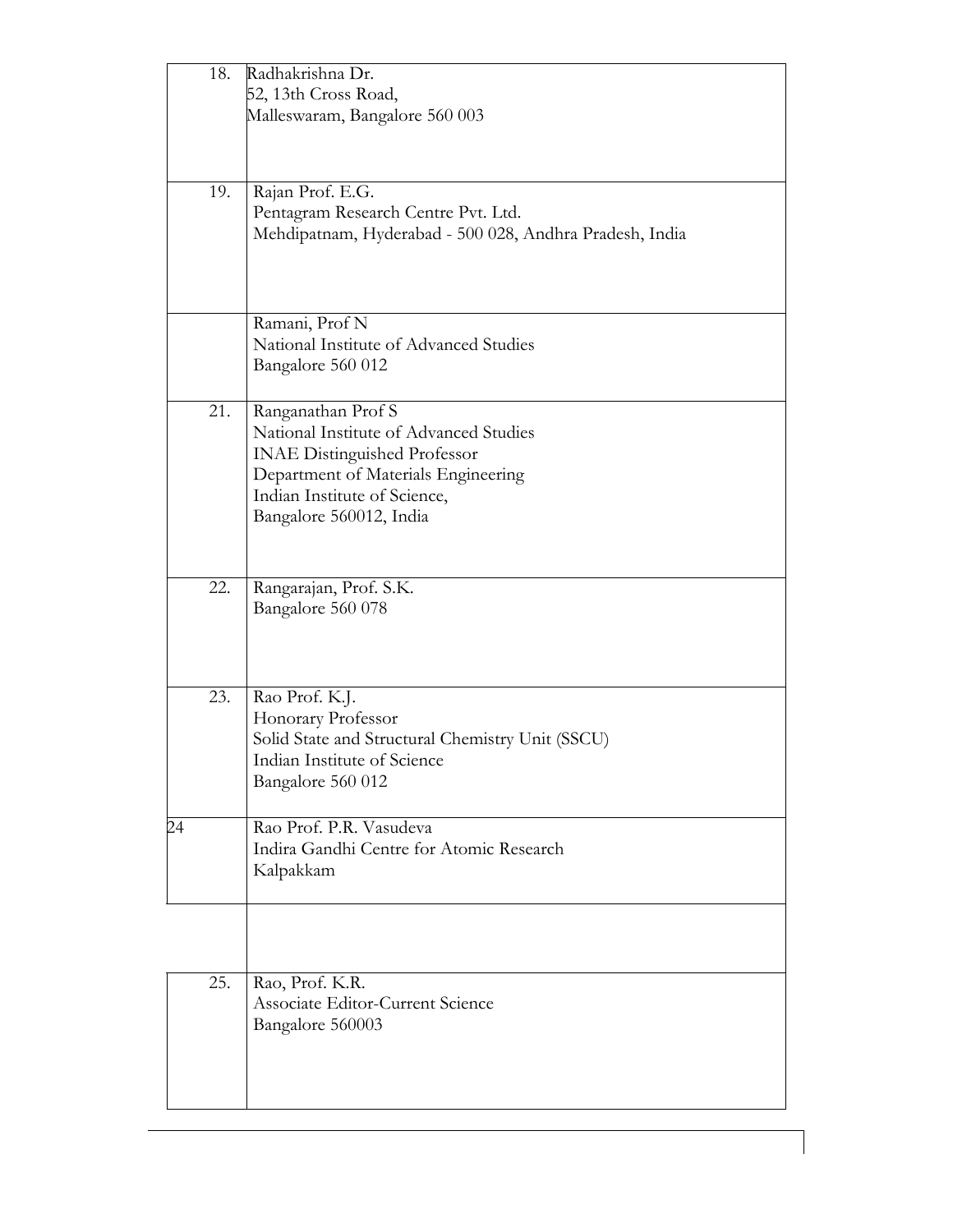| | |
|---|---|
| 18. | Radhakrishna Dr.<br>52, 13th Cross Road,<br>Malleswaram, Bangalore 560 003 |
| 19. | Rajan Prof. E.G.<br>Pentagram Research Centre Pvt. Ltd.<br>Mehdipatnam, Hyderabad - 500 028, Andhra Pradesh, India |
| | Ramani, Prof N<br>National Institute of Advanced Studies<br>Bangalore 560 012 |
| 21. | Ranganathan Prof S<br>National Institute of Advanced Studies<br>INAE Distinguished Professor<br>Department of Materials Engineering<br>Indian Institute of Science,<br>Bangalore 560012, India |
| 22. | Rangarajan, Prof. S.K.<br>Bangalore 560 078 |
| 23. | Rao Prof. K.J.<br>Honorary Professor<br>Solid State and Structural Chemistry Unit (SSCU)<br>Indian Institute of Science<br>Bangalore 560 012 |
| 24 | Rao Prof. P.R. Vasudeva<br>Indira Gandhi Centre for Atomic Research<br>Kalpakkam |
| | |
| 25. | Rao, Prof. K.R.<br>Associate Editor-Current Science<br>Bangalore 560003 |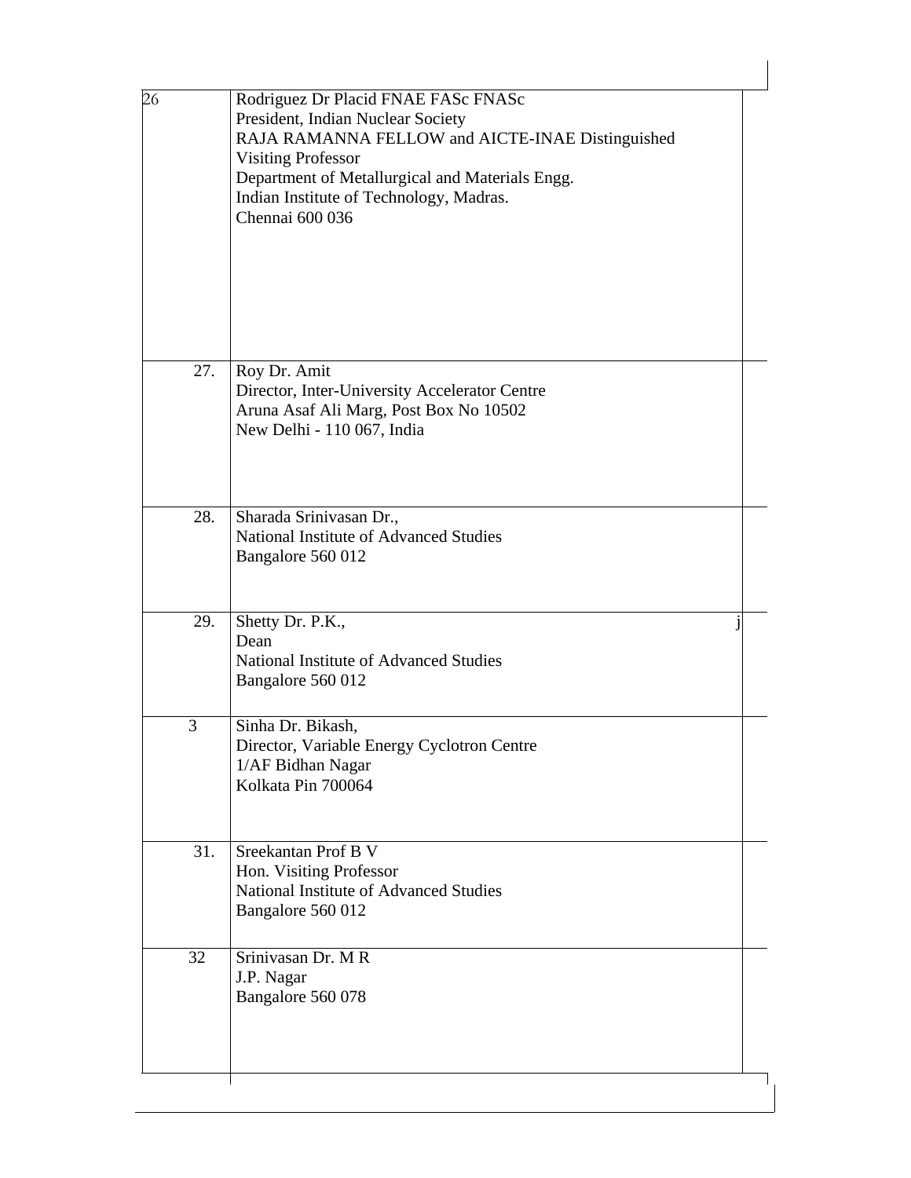| | | |
|---|---|---|
| 26 | Rodriguez Dr Placid FNAE FASc FNASc<br>President, Indian Nuclear Society<br>RAJA RAMANNA FELLOW and AICTE-INAE Distinguished Visiting Professor<br>Department of Metallurgical and Materials Engg.<br>Indian Institute of Technology, Madras.<br>Chennai 600 036 | |
| 27. | Roy Dr. Amit<br>Director, Inter-University Accelerator Centre<br>Aruna Asaf Ali Marg, Post Box No 10502<br>New Delhi - 110 067, India | |
| 28. | Sharada Srinivasan Dr.,<br>National Institute of Advanced Studies<br>Bangalore 560 012 | |
| 29. | Shetty Dr. P.K., j<br>Dean<br>National Institute of Advanced Studies<br>Bangalore 560 012 | |
| 3 | Sinha Dr. Bikash,<br>Director, Variable Energy Cyclotron Centre<br>1/AF Bidhan Nagar<br>Kolkata Pin 700064 | |
| 31. | Sreekantan Prof B V<br>Hon. Visiting Professor<br>National Institute of Advanced Studies<br>Bangalore 560 012 | |
| 32 | Srinivasan Dr. M R<br>J.P. Nagar<br>Bangalore 560 078 | |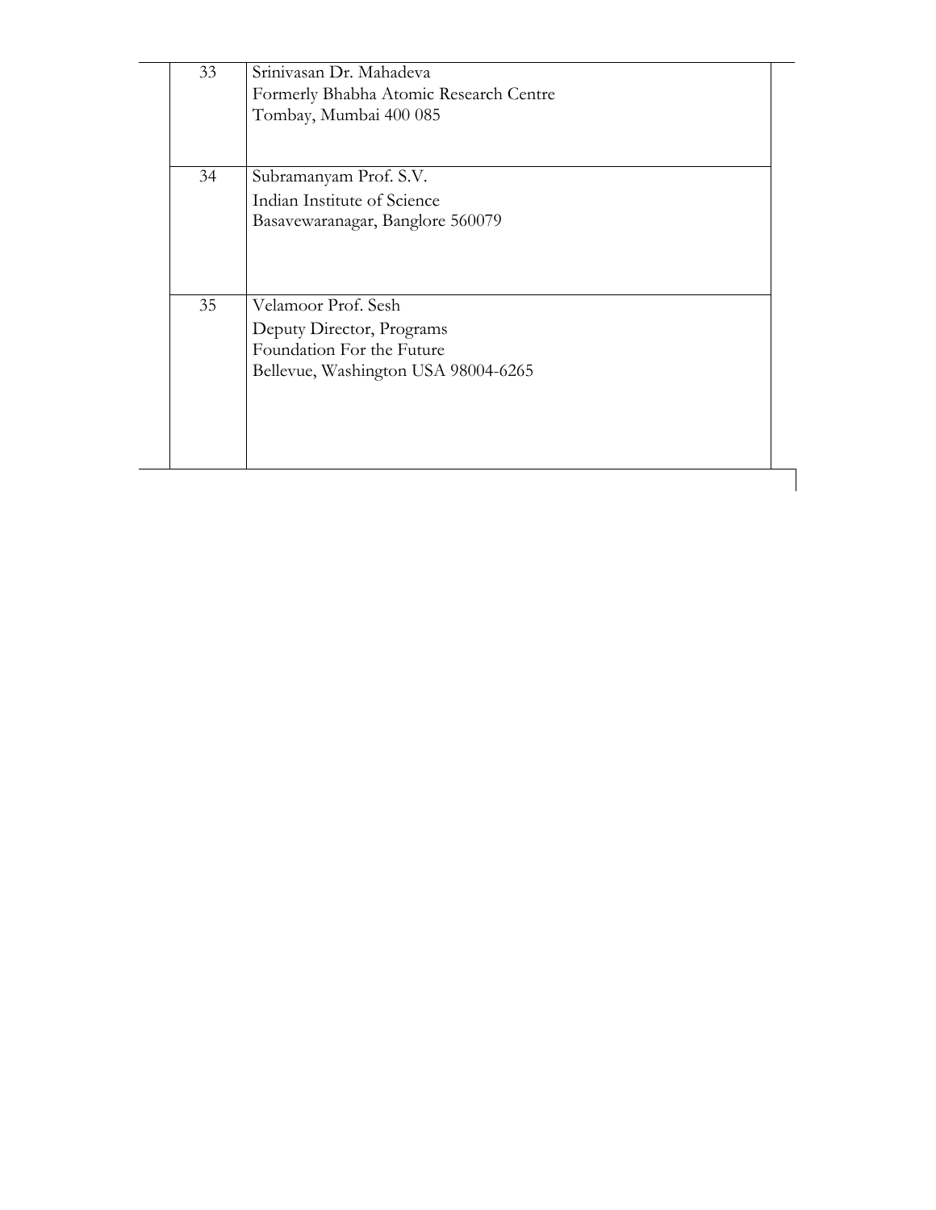| | |
|---|---|
| 33 | Srinivasan Dr. Mahadeva<br>Formerly Bhabha Atomic Research Centre<br>Tombay, Mumbai 400 085 |
| 34 | Subramanyam Prof. S.V.<br>Indian Institute of Science<br>Basavewaranagar, Banglore 560079 |
| 35 | Velamoor Prof. Sesh<br>Deputy Director, Programs<br>Foundation For the Future<br>Bellevue, Washington USA 98004-6265 |